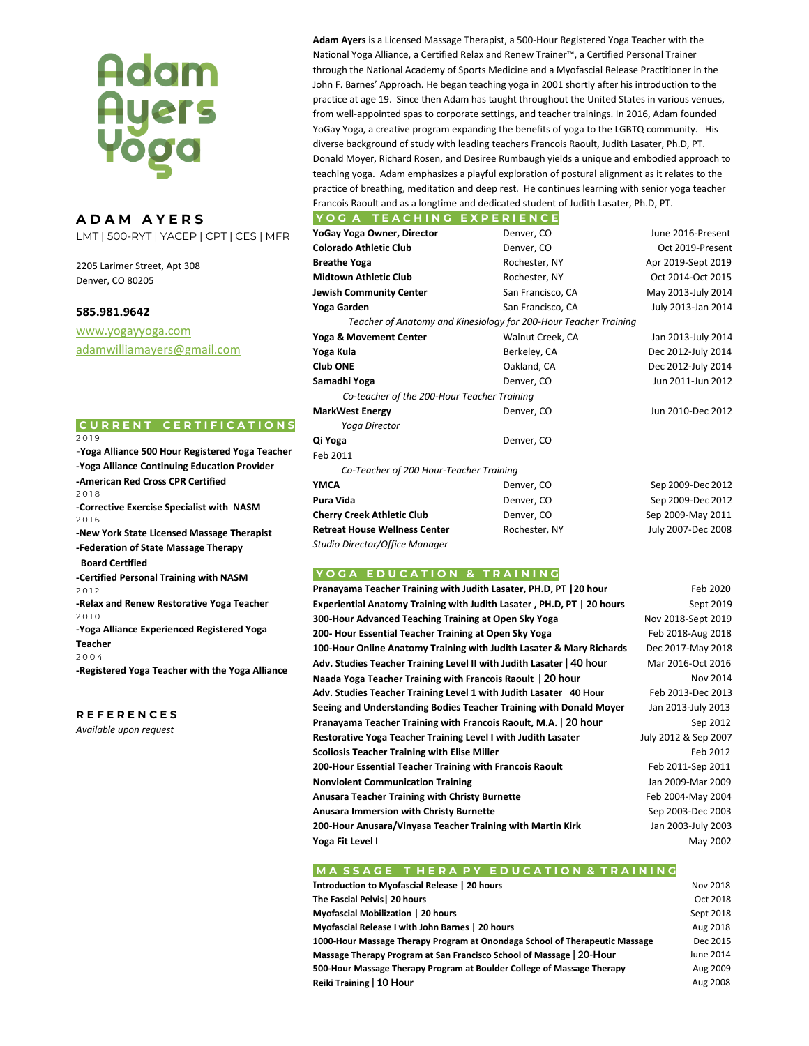# Adam Ayers Yoga

## ADAM AYERS

LMT | 500-RYT | YACEP | CPT | CES | MFR

2205 Larimer Street, Apt 308
Denver, CO 80205

**585.981.9642**

www.yogayyoga.com
adamwilliamayers@gmail.com

**Adam Ayers** is a Licensed Massage Therapist, a 500-Hour Registered Yoga Teacher with the National Yoga Alliance, a Certified Relax and Renew Trainer™, a Certified Personal Trainer through the National Academy of Sports Medicine and a Myofascial Release Practitioner in the John F. Barnes' Approach. He began teaching yoga in 2001 shortly after his introduction to the practice at age 19. Since then Adam has taught throughout the United States in various venues, from well-appointed spas to corporate settings, and teacher trainings. In 2016, Adam founded YoGay Yoga, a creative program expanding the benefits of yoga to the LGBTQ community. His diverse background of study with leading teachers Francois Raoult, Judith Lasater, Ph.D, PT. Donald Moyer, Richard Rosen, and Desiree Rumbaugh yields a unique and embodied approach to teaching yoga. Adam emphasizes a playful exploration of postural alignment as it relates to the practice of breathing, meditation and deep rest. He continues learning with senior yoga teacher Francois Raoult and as a longtime and dedicated student of Judith Lasater, Ph.D, PT.

## YOGA TEACHING EXPERIENCE

| | | |
|---|---|---|
| **YoGay Yoga Owner, Director** | Denver, CO | June 2016-Present |
| **Colorado Athletic Club** | Denver, CO | Oct 2019-Present |
| **Breathe Yoga** | Rochester, NY | Apr 2019-Sept 2019 |
| **Midtown Athletic Club** | Rochester, NY | Oct 2014-Oct 2015 |
| **Jewish Community Center** | San Francisco, CA | May 2013-July 2014 |
| **Yoga Garden** | San Francisco, CA | July 2013-Jan 2014 |
| *Teacher of Anatomy and Kinesiology for 200-Hour Teacher Training* | | |
| **Yoga & Movement Center** | Walnut Creek, CA | Jan 2013-July 2014 |
| **Yoga Kula** | Berkeley, CA | Dec 2012-July 2014 |
| **Club ONE** | Oakland, CA | Dec 2012-July 2014 |
| **Samadhi Yoga** | Denver, CO | Jun 2011-Jun 2012 |
| *Co-teacher of the 200-Hour Teacher Training* | | |
| **MarkWest Energy** | Denver, CO | Jun 2010-Dec 2012 |
| *Yoga Director* | | |
| **Qi Yoga** | Denver, CO | Feb 2011 |
| *Co-Teacher of 200 Hour-Teacher Training* | | |
| **YMCA** | Denver, CO | Sep 2009-Dec 2012 |
| **Pura Vida** | Denver, CO | Sep 2009-Dec 2012 |
| **Cherry Creek Athletic Club** | Denver, CO | Sep 2009-May 2011 |
| **Retreat House Wellness Center** | Rochester, NY | July 2007-Dec 2008 |
| *Studio Director/Office Manager* | | |

## CURRENT CERTIFICATIONS

2019
- **Yoga Alliance 500 Hour Registered Yoga Teacher**
- **Yoga Alliance Continuing Education Provider**
- **American Red Cross CPR Certified**

2018
- **Corrective Exercise Specialist with NASM**

2016
- **New York State Licensed Massage Therapist**
- **Federation of State Massage Therapy Board Certified**
- **Certified Personal Training with NASM**

2012
- **Relax and Renew Restorative Yoga Teacher**

2010
- **Yoga Alliance Experienced Registered Yoga Teacher**

2004
- **Registered Yoga Teacher with the Yoga Alliance**

## REFERENCES

*Available upon request*

## YOGA EDUCATION & TRAINING

| | |
|---|---|
| **Pranayama Teacher Training with Judith Lasater, PH.D, PT \|20 hour** | Feb 2020 |
| **Experiential Anatomy Training with Judith Lasater , PH.D, PT \| 20 hours** | Sept 2019 |
| **300-Hour Advanced Teaching Training at Open Sky Yoga** | Nov 2018-Sept 2019 |
| **200- Hour Essential Teacher Training at Open Sky Yoga** | Feb 2018-Aug 2018 |
| **100-Hour Online Anatomy Training with Judith Lasater & Mary Richards** | Dec 2017-May 2018 |
| **Adv. Studies Teacher Training Level II with Judith Lasater \| 40 hour** | Mar 2016-Oct 2016 |
| **Naada Yoga Teacher Training with Francois Raoult \| 20 hour** | Nov 2014 |
| **Adv. Studies Teacher Training Level 1 with Judith Lasater \| 40 Hour** | Feb 2013-Dec 2013 |
| **Seeing and Understanding Bodies Teacher Training with Donald Moyer** | Jan 2013-July 2013 |
| **Pranayama Teacher Training with Francois Raoult, M.A. \| 20 hour** | Sep 2012 |
| **Restorative Yoga Teacher Training Level I with Judith Lasater** | July 2012 & Sep 2007 |
| **Scoliosis Teacher Training with Elise Miller** | Feb 2012 |
| **200-Hour Essential Teacher Training with Francois Raoult** | Feb 2011-Sep 2011 |
| **Nonviolent Communication Training** | Jan 2009-Mar 2009 |
| **Anusara Teacher Training with Christy Burnette** | Feb 2004-May 2004 |
| **Anusara Immersion with Christy Burnette** | Sep 2003-Dec 2003 |
| **200-Hour Anusara/Vinyasa Teacher Training with Martin Kirk** | Jan 2003-July 2003 |
| **Yoga Fit Level I** | May 2002 |

## MASSAGE THERAPY EDUCATION & TRAINING

| | |
|---|---|
| **Introduction to Myofascial Release \| 20 hours** | Nov 2018 |
| **The Fascial Pelvis\| 20 hours** | Oct 2018 |
| **Myofascial Mobilization \| 20 hours** | Sept 2018 |
| **Myofascial Release I with John Barnes \| 20 hours** | Aug 2018 |
| **1000-Hour Massage Therapy Program at Onondaga School of Therapeutic Massage** | Dec 2015 |
| **Massage Therapy Program at San Francisco School of Massage \| 20-Hour** | June 2014 |
| **500-Hour Massage Therapy Program at Boulder College of Massage Therapy** | Aug 2009 |
| **Reiki Training \| 10 Hour** | Aug 2008 |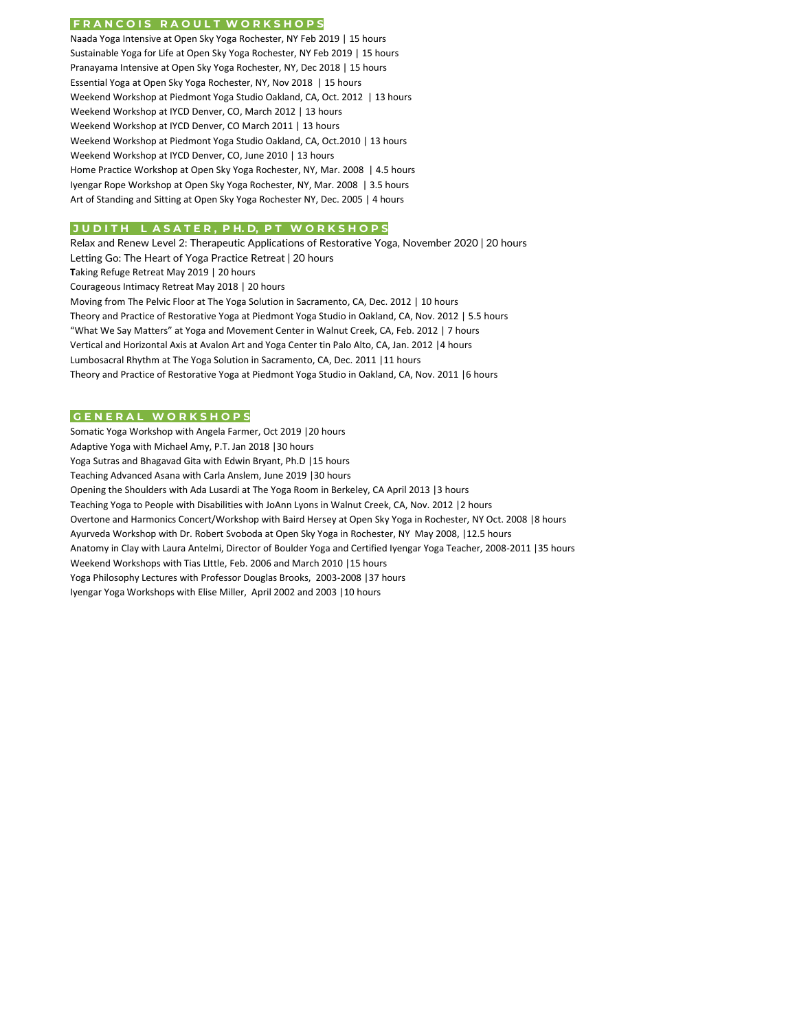## FRANCOIS RAOULT WORKSHOPS

Naada Yoga Intensive at Open Sky Yoga Rochester, NY Feb 2019 | 15 hours
Sustainable Yoga for Life at Open Sky Yoga Rochester, NY Feb 2019 | 15 hours
Pranayama Intensive at Open Sky Yoga Rochester, NY, Dec 2018 | 15 hours
Essential Yoga at Open Sky Yoga Rochester, NY, Nov 2018 | 15 hours
Weekend Workshop at Piedmont Yoga Studio Oakland, CA, Oct. 2012 | 13 hours
Weekend Workshop at IYCD Denver, CO, March 2012 | 13 hours
Weekend Workshop at IYCD Denver, CO March 2011 | 13 hours
Weekend Workshop at Piedmont Yoga Studio Oakland, CA, Oct.2010 | 13 hours
Weekend Workshop at IYCD Denver, CO, June 2010 | 13 hours
Home Practice Workshop at Open Sky Yoga Rochester, NY, Mar. 2008 | 4.5 hours
Iyengar Rope Workshop at Open Sky Yoga Rochester, NY, Mar. 2008 | 3.5 hours
Art of Standing and Sitting at Open Sky Yoga Rochester NY, Dec. 2005 | 4 hours

## JUDITH LASATER, PH.D, PT WORKSHOPS

Relax and Renew Level 2: Therapeutic Applications of Restorative Yoga, November 2020 | 20 hours
Letting Go: The Heart of Yoga Practice Retreat | 20 hours
**T**aking Refuge Retreat May 2019 | 20 hours
Courageous Intimacy Retreat May 2018 | 20 hours
Moving from The Pelvic Floor at The Yoga Solution in Sacramento, CA, Dec. 2012 | 10 hours
Theory and Practice of Restorative Yoga at Piedmont Yoga Studio in Oakland, CA, Nov. 2012 | 5.5 hours
"What We Say Matters" at Yoga and Movement Center in Walnut Creek, CA, Feb. 2012 | 7 hours
Vertical and Horizontal Axis at Avalon Art and Yoga Center tin Palo Alto, CA, Jan. 2012 |4 hours
Lumbosacral Rhythm at The Yoga Solution in Sacramento, CA, Dec. 2011 |11 hours
Theory and Practice of Restorative Yoga at Piedmont Yoga Studio in Oakland, CA, Nov. 2011 |6 hours

## GENERAL WORKSHOPS

Somatic Yoga Workshop with Angela Farmer, Oct 2019 |20 hours
Adaptive Yoga with Michael Amy, P.T. Jan 2018 |30 hours
Yoga Sutras and Bhagavad Gita with Edwin Bryant, Ph.D |15 hours
Teaching Advanced Asana with Carla Anslem, June 2019 |30 hours
Opening the Shoulders with Ada Lusardi at The Yoga Room in Berkeley, CA April 2013 |3 hours
Teaching Yoga to People with Disabilities with JoAnn Lyons in Walnut Creek, CA, Nov. 2012 |2 hours
Overtone and Harmonics Concert/Workshop with Baird Hersey at Open Sky Yoga in Rochester, NY Oct. 2008 |8 hours
Ayurveda Workshop with Dr. Robert Svoboda at Open Sky Yoga in Rochester, NY May 2008, |12.5 hours
Anatomy in Clay with Laura Antelmi, Director of Boulder Yoga and Certified Iyengar Yoga Teacher, 2008-2011 |35 hours
Weekend Workshops with Tias LIttle, Feb. 2006 and March 2010 |15 hours
Yoga Philosophy Lectures with Professor Douglas Brooks, 2003-2008 |37 hours
Iyengar Yoga Workshops with Elise Miller, April 2002 and 2003 |10 hours